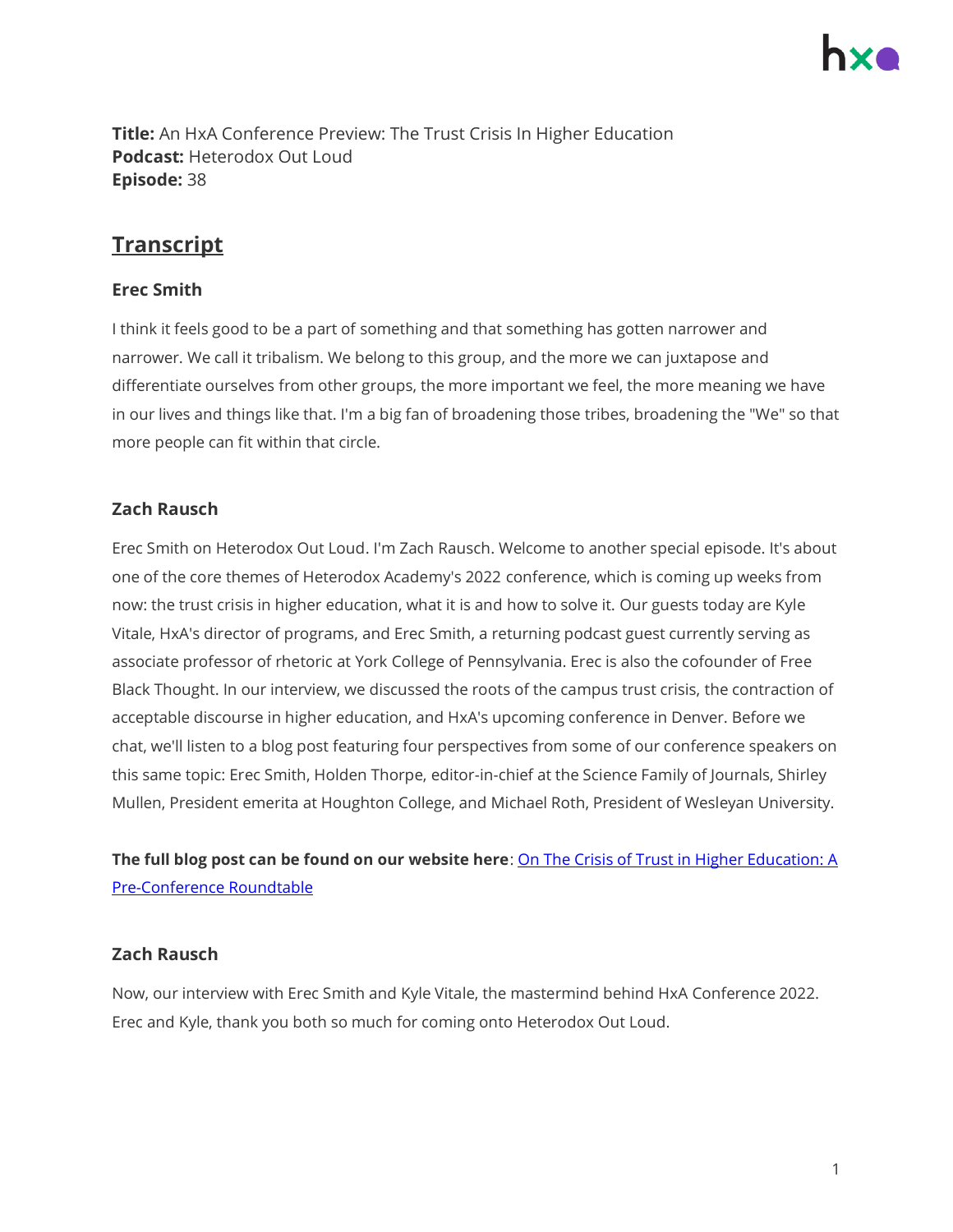**Title:** An HxA Conference Preview: The Trust Crisis In Higher Education
**Podcast:** Heterodox Out Loud
**Episode:** 38

## Transcript

### Erec Smith

I think it feels good to be a part of something and that something has gotten narrower and narrower. We call it tribalism. We belong to this group, and the more we can juxtapose and differentiate ourselves from other groups, the more important we feel, the more meaning we have in our lives and things like that. I'm a big fan of broadening those tribes, broadening the "We" so that more people can fit within that circle.

### Zach Rausch

Erec Smith on Heterodox Out Loud. I'm Zach Rausch. Welcome to another special episode. It's about one of the core themes of Heterodox Academy's 2022 conference, which is coming up weeks from now: the trust crisis in higher education, what it is and how to solve it. Our guests today are Kyle Vitale, HxA's director of programs, and Erec Smith, a returning podcast guest currently serving as associate professor of rhetoric at York College of Pennsylvania. Erec is also the cofounder of Free Black Thought. In our interview, we discussed the roots of the campus trust crisis, the contraction of acceptable discourse in higher education, and HxA's upcoming conference in Denver. Before we chat, we'll listen to a blog post featuring four perspectives from some of our conference speakers on this same topic: Erec Smith, Holden Thorpe, editor-in-chief at the Science Family of Journals, Shirley Mullen, President emerita at Houghton College, and Michael Roth, President of Wesleyan University.

**The full blog post can be found on our website here**: On The Crisis of Trust in Higher Education: A Pre-Conference Roundtable

### Zach Rausch

Now, our interview with Erec Smith and Kyle Vitale, the mastermind behind HxA Conference 2022. Erec and Kyle, thank you both so much for coming onto Heterodox Out Loud.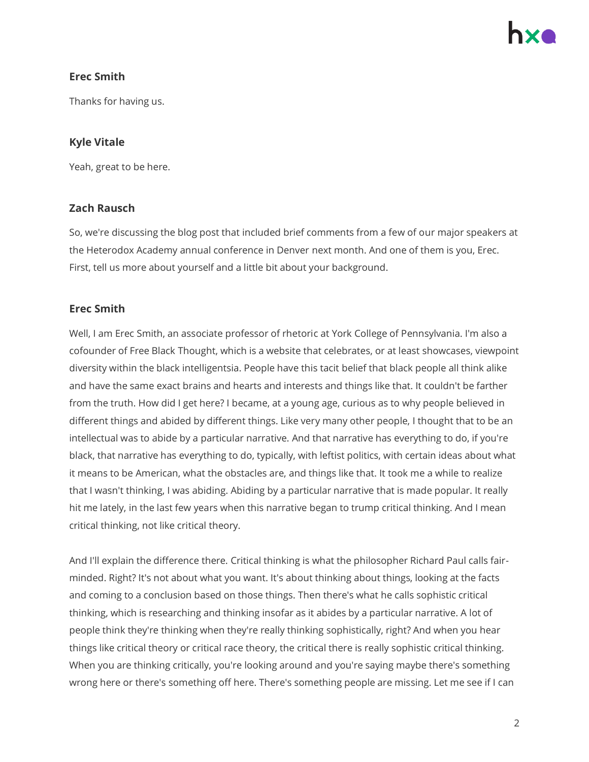**Erec Smith**

Thanks for having us.

**Kyle Vitale**

Yeah, great to be here.

**Zach Rausch**

So, we're discussing the blog post that included brief comments from a few of our major speakers at the Heterodox Academy annual conference in Denver next month. And one of them is you, Erec. First, tell us more about yourself and a little bit about your background.

**Erec Smith**

Well, I am Erec Smith, an associate professor of rhetoric at York College of Pennsylvania. I'm also a cofounder of Free Black Thought, which is a website that celebrates, or at least showcases, viewpoint diversity within the black intelligentsia. People have this tacit belief that black people all think alike and have the same exact brains and hearts and interests and things like that. It couldn't be farther from the truth. How did I get here? I became, at a young age, curious as to why people believed in different things and abided by different things. Like very many other people, I thought that to be an intellectual was to abide by a particular narrative. And that narrative has everything to do, if you're black, that narrative has everything to do, typically, with leftist politics, with certain ideas about what it means to be American, what the obstacles are, and things like that. It took me a while to realize that I wasn't thinking, I was abiding. Abiding by a particular narrative that is made popular. It really hit me lately, in the last few years when this narrative began to trump critical thinking. And I mean critical thinking, not like critical theory.

And I'll explain the difference there. Critical thinking is what the philosopher Richard Paul calls fair-minded. Right? It's not about what you want. It's about thinking about things, looking at the facts and coming to a conclusion based on those things. Then there's what he calls sophistic critical thinking, which is researching and thinking insofar as it abides by a particular narrative. A lot of people think they're thinking when they're really thinking sophistically, right? And when you hear things like critical theory or critical race theory, the critical there is really sophistic critical thinking. When you are thinking critically, you're looking around and you're saying maybe there's something wrong here or there's something off here. There's something people are missing. Let me see if I can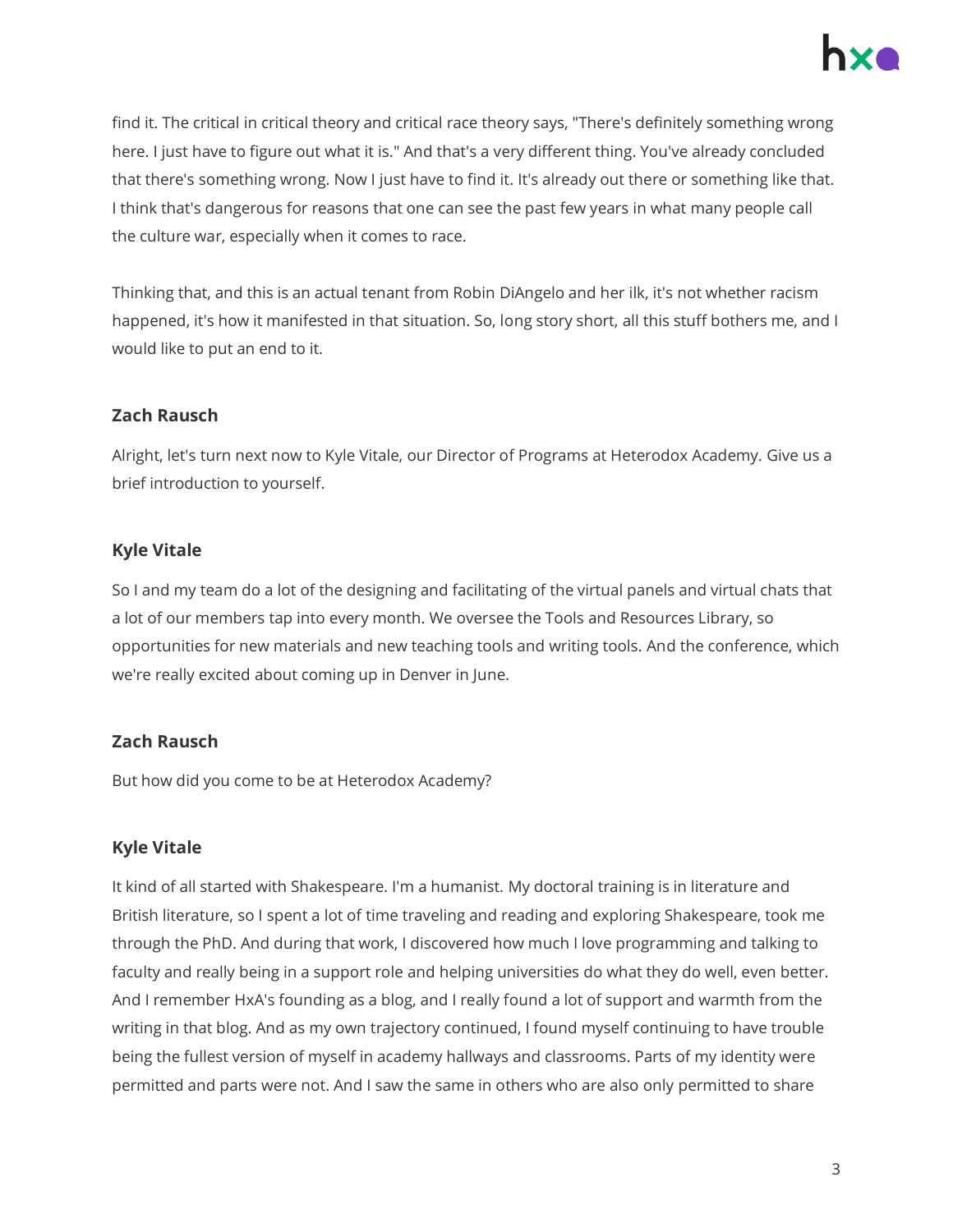find it. The critical in critical theory and critical race theory says, "There's definitely something wrong here. I just have to figure out what it is." And that's a very different thing. You've already concluded that there's something wrong. Now I just have to find it. It's already out there or something like that. I think that's dangerous for reasons that one can see the past few years in what many people call the culture war, especially when it comes to race.

Thinking that, and this is an actual tenant from Robin DiAngelo and her ilk, it's not whether racism happened, it's how it manifested in that situation. So, long story short, all this stuff bothers me, and I would like to put an end to it.

**Zach Rausch**

Alright, let's turn next now to Kyle Vitale, our Director of Programs at Heterodox Academy. Give us a brief introduction to yourself.

**Kyle Vitale**

So I and my team do a lot of the designing and facilitating of the virtual panels and virtual chats that a lot of our members tap into every month. We oversee the Tools and Resources Library, so opportunities for new materials and new teaching tools and writing tools. And the conference, which we're really excited about coming up in Denver in June.

**Zach Rausch**

But how did you come to be at Heterodox Academy?

**Kyle Vitale**

It kind of all started with Shakespeare. I'm a humanist. My doctoral training is in literature and British literature, so I spent a lot of time traveling and reading and exploring Shakespeare, took me through the PhD. And during that work, I discovered how much I love programming and talking to faculty and really being in a support role and helping universities do what they do well, even better. And I remember HxA's founding as a blog, and I really found a lot of support and warmth from the writing in that blog. And as my own trajectory continued, I found myself continuing to have trouble being the fullest version of myself in academy hallways and classrooms. Parts of my identity were permitted and parts were not. And I saw the same in others who are also only permitted to share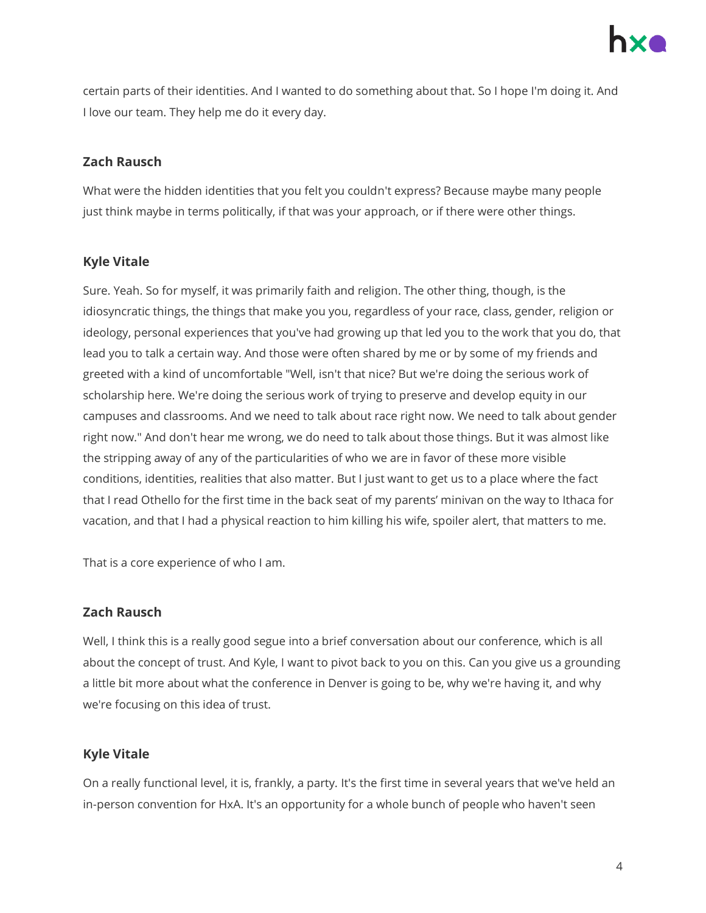certain parts of their identities. And I wanted to do something about that. So I hope I'm doing it. And I love our team. They help me do it every day.

**Zach Rausch**

What were the hidden identities that you felt you couldn't express? Because maybe many people just think maybe in terms politically, if that was your approach, or if there were other things.

**Kyle Vitale**

Sure. Yeah. So for myself, it was primarily faith and religion. The other thing, though, is the idiosyncratic things, the things that make you you, regardless of your race, class, gender, religion or ideology, personal experiences that you've had growing up that led you to the work that you do, that lead you to talk a certain way. And those were often shared by me or by some of my friends and greeted with a kind of uncomfortable "Well, isn't that nice? But we're doing the serious work of scholarship here. We're doing the serious work of trying to preserve and develop equity in our campuses and classrooms. And we need to talk about race right now. We need to talk about gender right now." And don't hear me wrong, we do need to talk about those things. But it was almost like the stripping away of any of the particularities of who we are in favor of these more visible conditions, identities, realities that also matter. But I just want to get us to a place where the fact that I read Othello for the first time in the back seat of my parents' minivan on the way to Ithaca for vacation, and that I had a physical reaction to him killing his wife, spoiler alert, that matters to me.

That is a core experience of who I am.

**Zach Rausch**

Well, I think this is a really good segue into a brief conversation about our conference, which is all about the concept of trust. And Kyle, I want to pivot back to you on this. Can you give us a grounding a little bit more about what the conference in Denver is going to be, why we're having it, and why we're focusing on this idea of trust.

**Kyle Vitale**

On a really functional level, it is, frankly, a party. It's the first time in several years that we've held an in-person convention for HxA. It's an opportunity for a whole bunch of people who haven't seen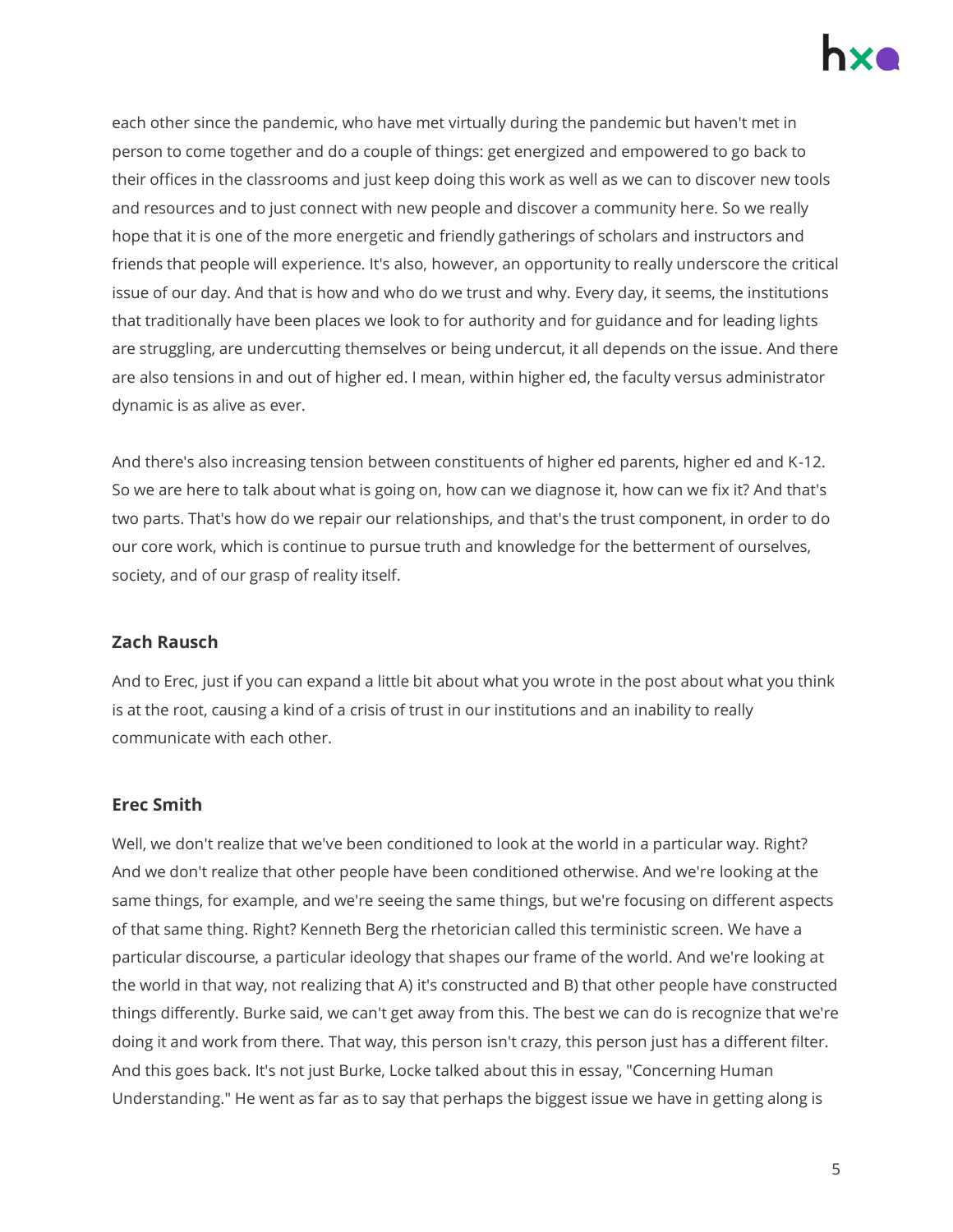each other since the pandemic, who have met virtually during the pandemic but haven't met in person to come together and do a couple of things: get energized and empowered to go back to their offices in the classrooms and just keep doing this work as well as we can to discover new tools and resources and to just connect with new people and discover a community here. So we really hope that it is one of the more energetic and friendly gatherings of scholars and instructors and friends that people will experience. It's also, however, an opportunity to really underscore the critical issue of our day. And that is how and who do we trust and why. Every day, it seems, the institutions that traditionally have been places we look to for authority and for guidance and for leading lights are struggling, are undercutting themselves or being undercut, it all depends on the issue. And there are also tensions in and out of higher ed. I mean, within higher ed, the faculty versus administrator dynamic is as alive as ever.

And there's also increasing tension between constituents of higher ed parents, higher ed and K-12. So we are here to talk about what is going on, how can we diagnose it, how can we fix it? And that's two parts. That's how do we repair our relationships, and that's the trust component, in order to do our core work, which is continue to pursue truth and knowledge for the betterment of ourselves, society, and of our grasp of reality itself.

**Zach Rausch**

And to Erec, just if you can expand a little bit about what you wrote in the post about what you think is at the root, causing a kind of a crisis of trust in our institutions and an inability to really communicate with each other.

**Erec Smith**

Well, we don't realize that we've been conditioned to look at the world in a particular way. Right? And we don't realize that other people have been conditioned otherwise. And we're looking at the same things, for example, and we're seeing the same things, but we're focusing on different aspects of that same thing. Right? Kenneth Berg the rhetorician called this terministic screen. We have a particular discourse, a particular ideology that shapes our frame of the world. And we're looking at the world in that way, not realizing that A) it's constructed and B) that other people have constructed things differently. Burke said, we can't get away from this. The best we can do is recognize that we're doing it and work from there. That way, this person isn't crazy, this person just has a different filter. And this goes back. It's not just Burke, Locke talked about this in essay, "Concerning Human Understanding." He went as far as to say that perhaps the biggest issue we have in getting along is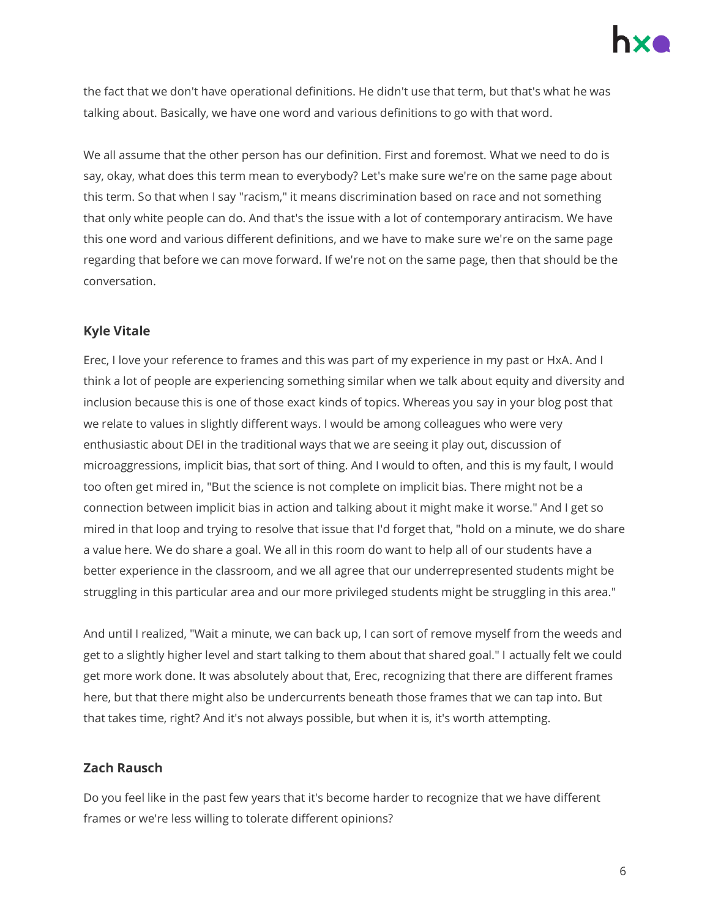the fact that we don't have operational definitions. He didn't use that term, but that's what he was talking about. Basically, we have one word and various definitions to go with that word.

We all assume that the other person has our definition. First and foremost. What we need to do is say, okay, what does this term mean to everybody? Let's make sure we're on the same page about this term. So that when I say "racism," it means discrimination based on race and not something that only white people can do. And that's the issue with a lot of contemporary antiracism. We have this one word and various different definitions, and we have to make sure we're on the same page regarding that before we can move forward. If we're not on the same page, then that should be the conversation.

### Kyle Vitale

Erec, I love your reference to frames and this was part of my experience in my past or HxA. And I think a lot of people are experiencing something similar when we talk about equity and diversity and inclusion because this is one of those exact kinds of topics. Whereas you say in your blog post that we relate to values in slightly different ways. I would be among colleagues who were very enthusiastic about DEI in the traditional ways that we are seeing it play out, discussion of microaggressions, implicit bias, that sort of thing. And I would to often, and this is my fault, I would too often get mired in, "But the science is not complete on implicit bias. There might not be a connection between implicit bias in action and talking about it might make it worse." And I get so mired in that loop and trying to resolve that issue that I'd forget that, "hold on a minute, we do share a value here. We do share a goal. We all in this room do want to help all of our students have a better experience in the classroom, and we all agree that our underrepresented students might be struggling in this particular area and our more privileged students might be struggling in this area."

And until I realized, "Wait a minute, we can back up, I can sort of remove myself from the weeds and get to a slightly higher level and start talking to them about that shared goal." I actually felt we could get more work done. It was absolutely about that, Erec, recognizing that there are different frames here, but that there might also be undercurrents beneath those frames that we can tap into. But that takes time, right? And it's not always possible, but when it is, it's worth attempting.

### Zach Rausch

Do you feel like in the past few years that it's become harder to recognize that we have different frames or we're less willing to tolerate different opinions?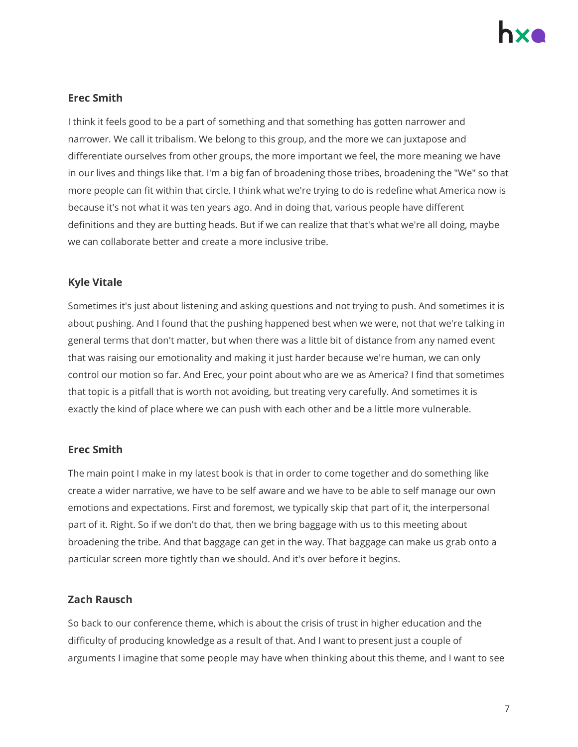**Erec Smith**

I think it feels good to be a part of something and that something has gotten narrower and narrower. We call it tribalism. We belong to this group, and the more we can juxtapose and differentiate ourselves from other groups, the more important we feel, the more meaning we have in our lives and things like that. I'm a big fan of broadening those tribes, broadening the "We" so that more people can fit within that circle. I think what we're trying to do is redefine what America now is because it's not what it was ten years ago. And in doing that, various people have different definitions and they are butting heads. But if we can realize that that's what we're all doing, maybe we can collaborate better and create a more inclusive tribe.

**Kyle Vitale**

Sometimes it's just about listening and asking questions and not trying to push. And sometimes it is about pushing. And I found that the pushing happened best when we were, not that we're talking in general terms that don't matter, but when there was a little bit of distance from any named event that was raising our emotionality and making it just harder because we're human, we can only control our motion so far. And Erec, your point about who are we as America? I find that sometimes that topic is a pitfall that is worth not avoiding, but treating very carefully. And sometimes it is exactly the kind of place where we can push with each other and be a little more vulnerable.

**Erec Smith**

The main point I make in my latest book is that in order to come together and do something like create a wider narrative, we have to be self aware and we have to be able to self manage our own emotions and expectations. First and foremost, we typically skip that part of it, the interpersonal part of it. Right. So if we don't do that, then we bring baggage with us to this meeting about broadening the tribe. And that baggage can get in the way. That baggage can make us grab onto a particular screen more tightly than we should. And it's over before it begins.

**Zach Rausch**

So back to our conference theme, which is about the crisis of trust in higher education and the difficulty of producing knowledge as a result of that. And I want to present just a couple of arguments I imagine that some people may have when thinking about this theme, and I want to see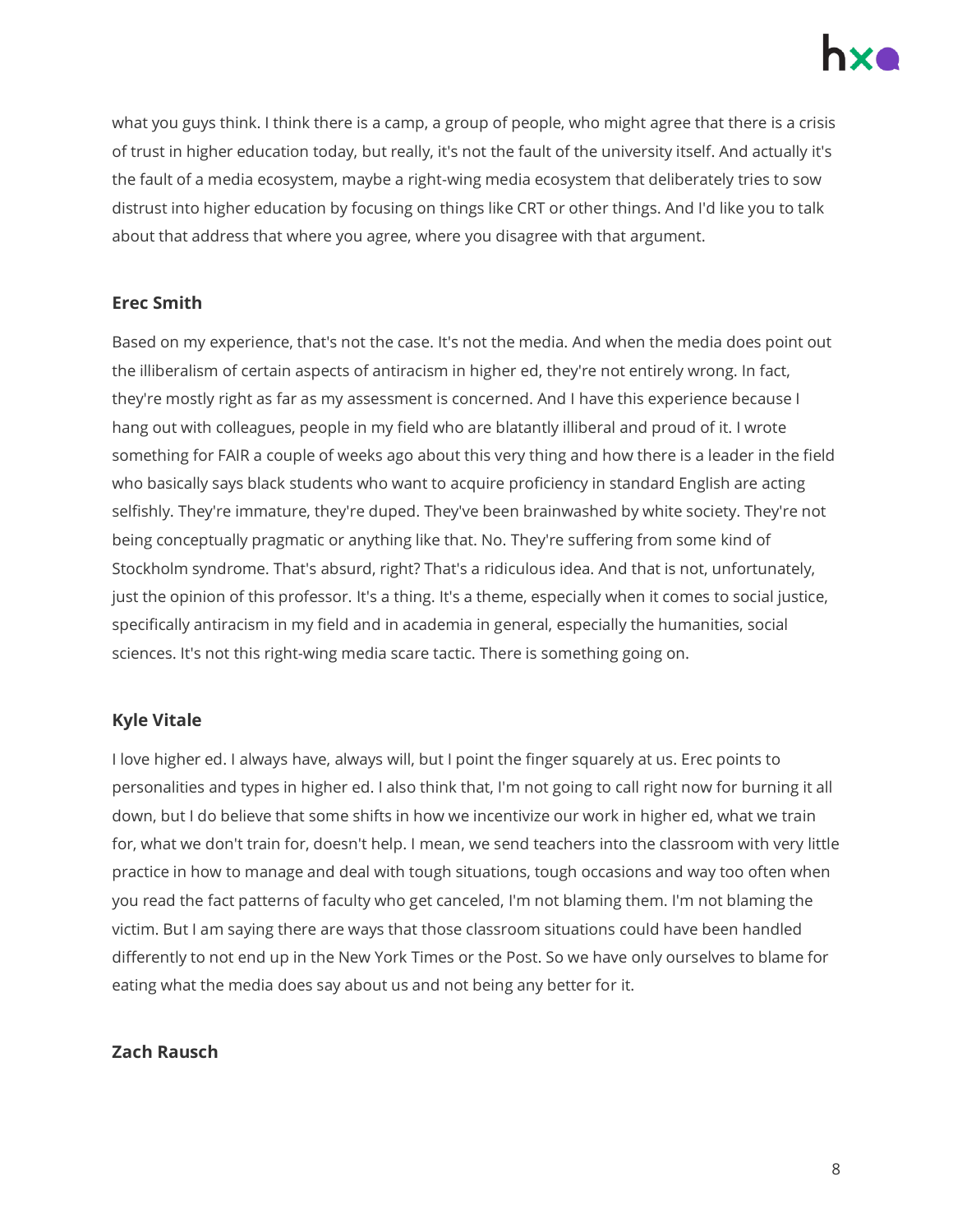what you guys think. I think there is a camp, a group of people, who might agree that there is a crisis of trust in higher education today, but really, it's not the fault of the university itself. And actually it's the fault of a media ecosystem, maybe a right-wing media ecosystem that deliberately tries to sow distrust into higher education by focusing on things like CRT or other things. And I'd like you to talk about that address that where you agree, where you disagree with that argument.

**Erec Smith**

Based on my experience, that's not the case. It's not the media. And when the media does point out the illiberalism of certain aspects of antiracism in higher ed, they're not entirely wrong. In fact, they're mostly right as far as my assessment is concerned. And I have this experience because I hang out with colleagues, people in my field who are blatantly illiberal and proud of it. I wrote something for FAIR a couple of weeks ago about this very thing and how there is a leader in the field who basically says black students who want to acquire proficiency in standard English are acting selfishly. They're immature, they're duped. They've been brainwashed by white society. They're not being conceptually pragmatic or anything like that. No. They're suffering from some kind of Stockholm syndrome. That's absurd, right? That's a ridiculous idea. And that is not, unfortunately, just the opinion of this professor. It's a thing. It's a theme, especially when it comes to social justice, specifically antiracism in my field and in academia in general, especially the humanities, social sciences. It's not this right-wing media scare tactic. There is something going on.

**Kyle Vitale**

I love higher ed. I always have, always will, but I point the finger squarely at us. Erec points to personalities and types in higher ed. I also think that, I'm not going to call right now for burning it all down, but I do believe that some shifts in how we incentivize our work in higher ed, what we train for, what we don't train for, doesn't help. I mean, we send teachers into the classroom with very little practice in how to manage and deal with tough situations, tough occasions and way too often when you read the fact patterns of faculty who get canceled, I'm not blaming them. I'm not blaming the victim. But I am saying there are ways that those classroom situations could have been handled differently to not end up in the New York Times or the Post. So we have only ourselves to blame for eating what the media does say about us and not being any better for it.

**Zach Rausch**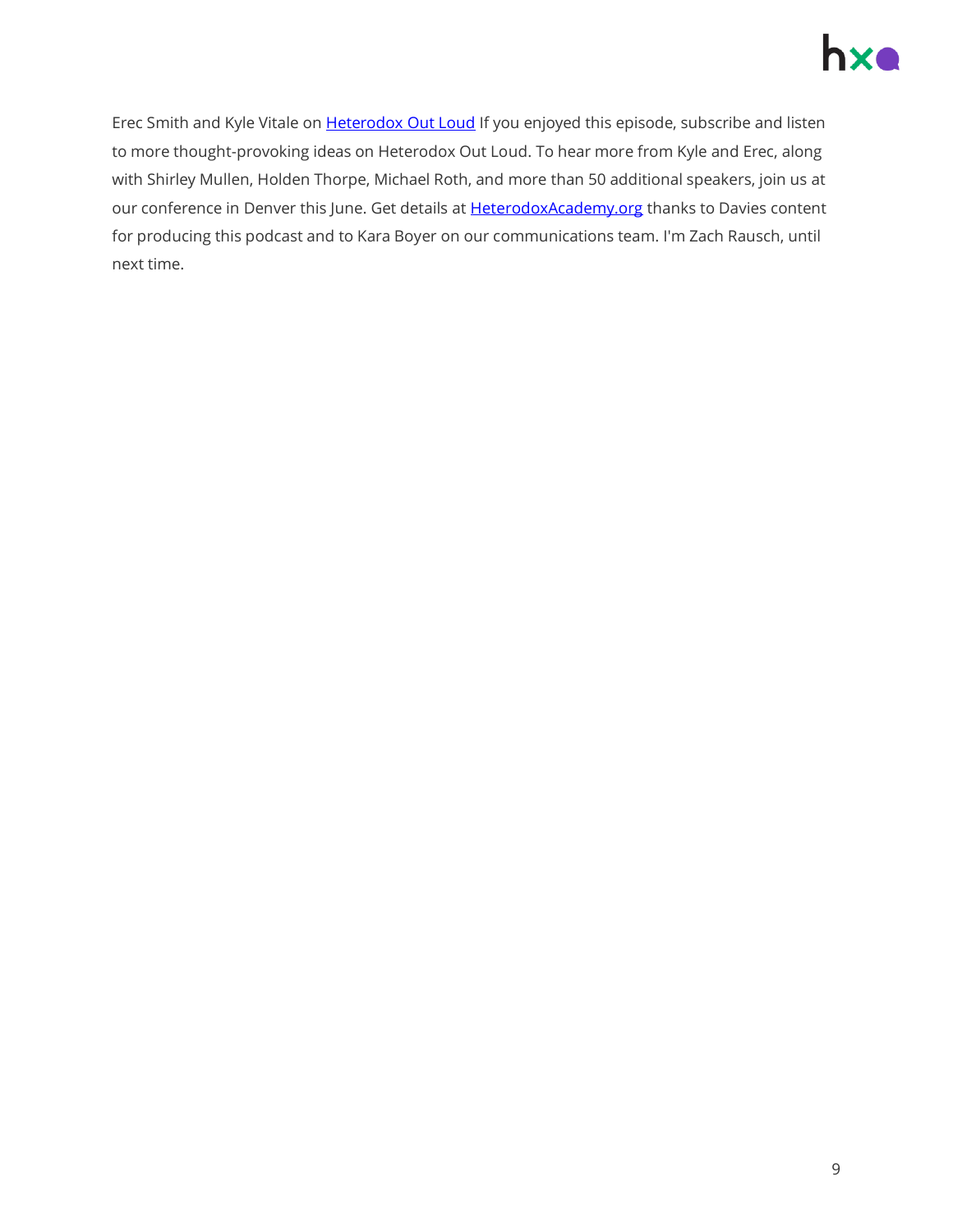Erec Smith and Kyle Vitale on [Heterodox Out Loud](Heterodox Out Loud) If you enjoyed this episode, subscribe and listen to more thought-provoking ideas on Heterodox Out Loud. To hear more from Kyle and Erec, along with Shirley Mullen, Holden Thorpe, Michael Roth, and more than 50 additional speakers, join us at our conference in Denver this June. Get details at [HeterodoxAcademy.org](HeterodoxAcademy.org) thanks to Davies content for producing this podcast and to Kara Boyer on our communications team. I'm Zach Rausch, until next time.